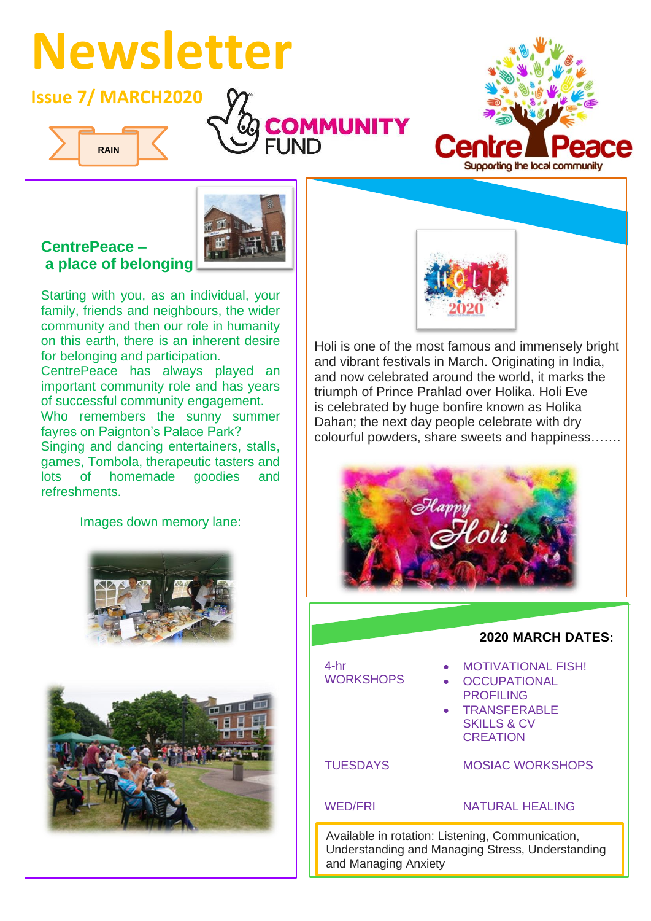# Newsletter

**Issue 7/ MARCH2020**

RAIN

COMMUNITY FUND

Centre Peace
Supporting the local community

## CentrePeace – a place of belonging

Starting with you, as an individual, your family, friends and neighbours, the wider community and then our role in humanity on this earth, there is an inherent desire for belonging and participation.
CentrePeace has always played an important community role and has years of successful community engagement.
Who remembers the sunny summer fayres on Paignton's Palace Park?
Singing and dancing entertainers, stalls, games, Tombola, therapeutic tasters and lots of homemade goodies and refreshments.

Images down memory lane:

Holi is one of the most famous and immensely bright and vibrant festivals in March. Originating in India, and now celebrated around the world, it marks the triumph of Prince Prahlad over Holika. Holi Eve is celebrated by huge bonfire known as Holika Dahan; the next day people celebrate with dry colourful powders, share sweets and happiness…….

### 2020 MARCH DATES:

| | |
|---|---|
| 4-hr WORKSHOPS | • MOTIVATIONAL FISH!<br>• OCCUPATIONAL PROFILING<br>• TRANSFERABLE SKILLS & CV CREATION |
| TUESDAYS | MOSIAC WORKSHOPS |
| WED/FRI | NATURAL HEALING |

Available in rotation: Listening, Communication, Understanding and Managing Stress, Understanding and Managing Anxiety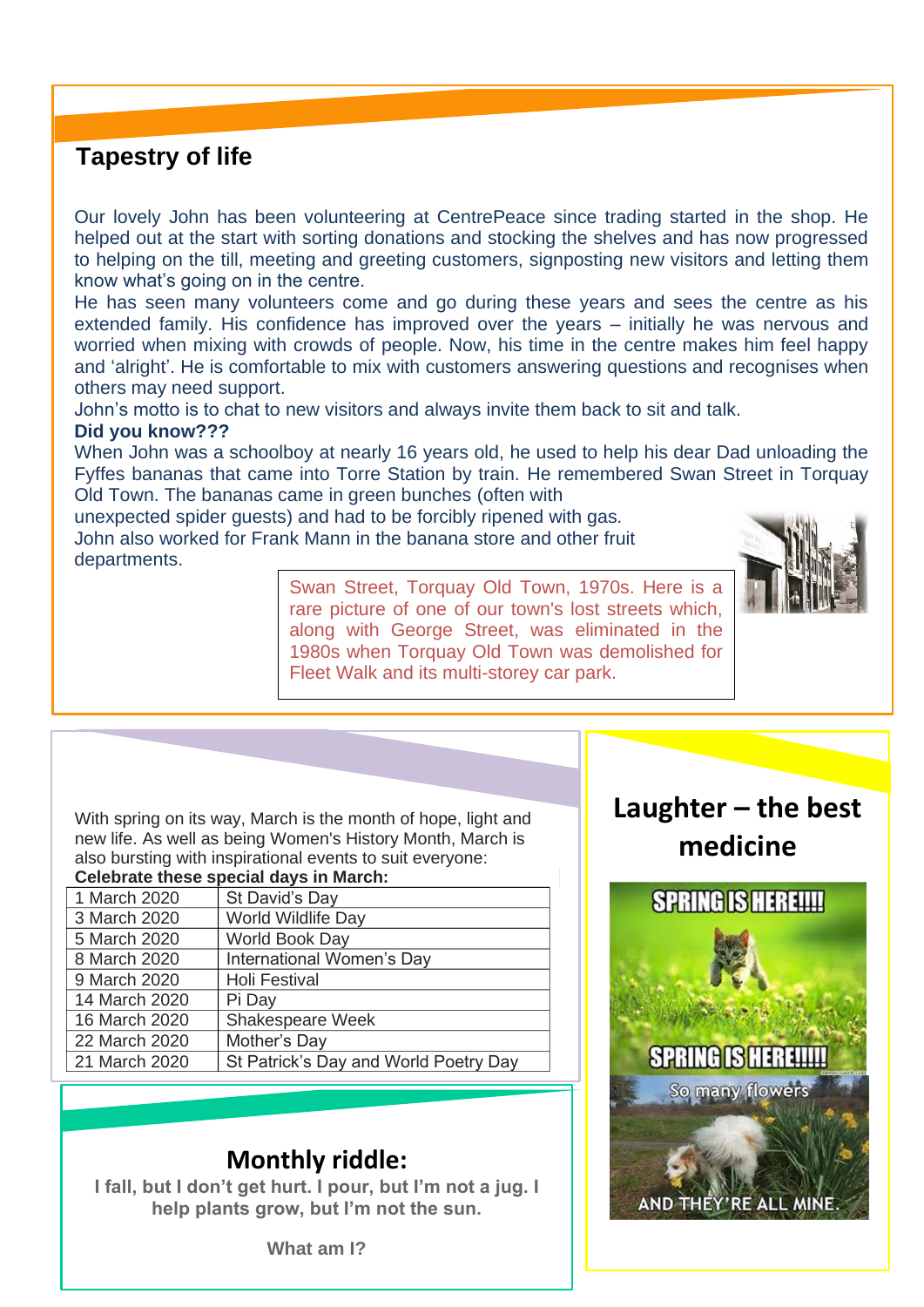## Tapestry of life

Our lovely John has been volunteering at CentrePeace since trading started in the shop. He helped out at the start with sorting donations and stocking the shelves and has now progressed to helping on the till, meeting and greeting customers, signposting new visitors and letting them know what's going on in the centre.

He has seen many volunteers come and go during these years and sees the centre as his extended family. His confidence has improved over the years – initially he was nervous and worried when mixing with crowds of people. Now, his time in the centre makes him feel happy and 'alright'. He is comfortable to mix with customers answering questions and recognises when others may need support.

John's motto is to chat to new visitors and always invite them back to sit and talk.

**Did you know???**

When John was a schoolboy at nearly 16 years old, he used to help his dear Dad unloading the Fyffes bananas that came into Torre Station by train. He remembered Swan Street in Torquay Old Town. The bananas came in green bunches (often with unexpected spider guests) and had to be forcibly ripened with gas.

John also worked for Frank Mann in the banana store and other fruit departments.

Swan Street, Torquay Old Town, 1970s. Here is a rare picture of one of our town's lost streets which, along with George Street, was eliminated in the 1980s when Torquay Old Town was demolished for Fleet Walk and its multi-storey car park.

With spring on its way, March is the month of hope, light and new life. As well as being Women's History Month, March is also bursting with inspirational events to suit everyone:

**Celebrate these special days in March:**

| | |
|---|---|
| 1 March 2020 | St David's Day |
| 3 March 2020 | World Wildlife Day |
| 5 March 2020 | World Book Day |
| 8 March 2020 | International Women's Day |
| 9 March 2020 | Holi Festival |
| 14 March 2020 | Pi Day |
| 16 March 2020 | Shakespeare Week |
| 22 March 2020 | Mother's Day |
| 21 March 2020 | St Patrick's Day and World Poetry Day |

## Monthly riddle:

**I fall, but I don't get hurt. I pour, but I'm not a jug. I help plants grow, but I'm not the sun.**

**What am I?**

## Laughter – the best medicine

SPRING IS HERE!!!!

SPRING IS HERE!!!!!

So many flowers

AND THEY'RE ALL MINE.